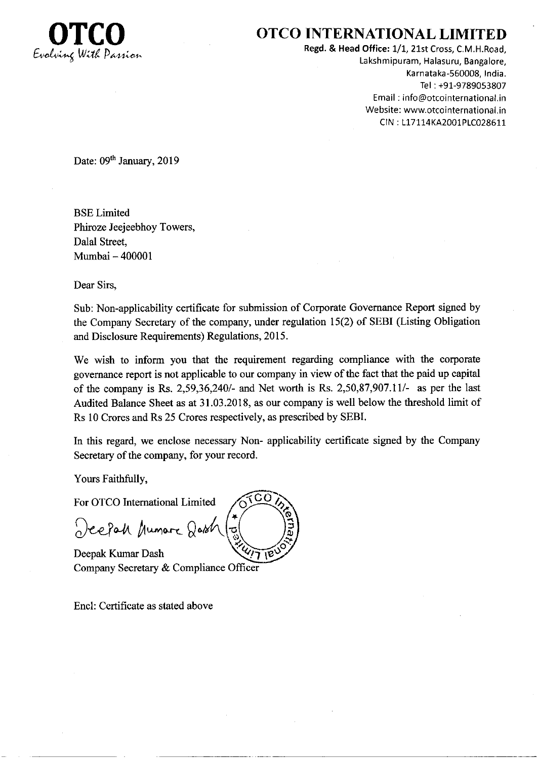# OTCO INTERNATIONAL LIMITED

OTCO
Evolving With Passion

**Regd. & Head Office:** 1/1, 21st Cross, C.M.H.Road,
Lakshmipuram, Halasuru, Bangalore,
Karnataka-560008, India.
Tel : +91-9789053807
Email : info@otcointernational.in
Website: www.otcointernational.in
CIN : L17114KA2001PLC028611

Date: 09th January, 2019

BSE Limited
Phiroze Jeejeebhoy Towers,
Dalal Street,
Mumbai – 400001

Dear Sirs,

Sub: Non-applicability certificate for submission of Corporate Governance Report signed by the Company Secretary of the company, under regulation 15(2) of SEBI (Listing Obligation and Disclosure Requirements) Regulations, 2015.

We wish to inform you that the requirement regarding compliance with the corporate governance report is not applicable to our company in view of the fact that the paid up capital of the company is Rs. 2,59,36,240/- and Net worth is Rs. 2,50,87,907.11/- as per the last Audited Balance Sheet as at 31.03.2018, as our company is well below the threshold limit of Rs 10 Crores and Rs 25 Crores respectively, as prescribed by SEBI.

In this regard, we enclose necessary Non- applicability certificate signed by the Company Secretary of the company, for your record.

Yours Faithfully,

For OTCO International Limited

Deepak Kumar Dash
Company Secretary & Compliance Officer

Encl: Certificate as stated above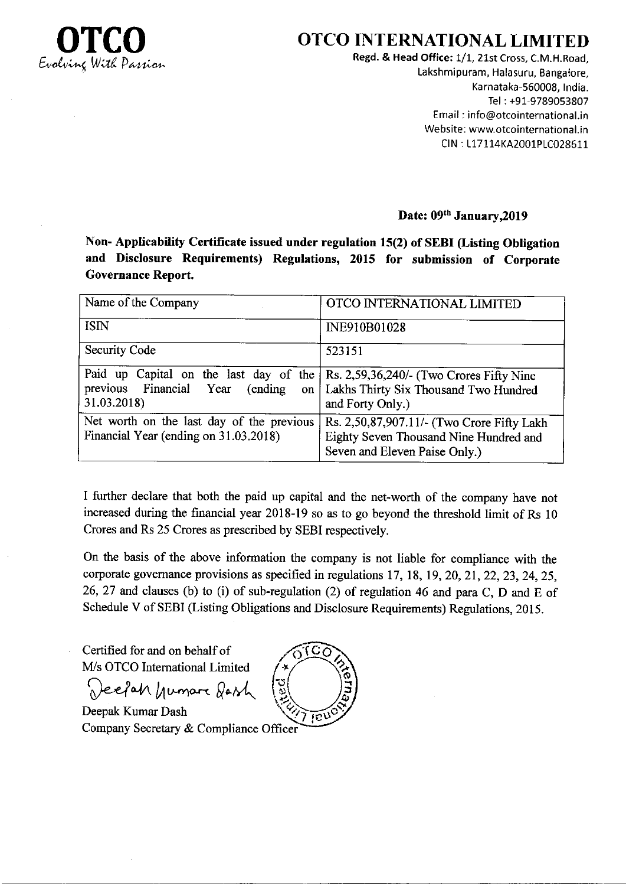# OTCO INTERNATIONAL LIMITED

OTCO
Evolving With Passion

**Regd. & Head Office:** 1/1, 21st Cross, C.M.H.Road, Lakshmipuram, Halasuru, Bangalore, Karnataka-560008, India.
Tel : +91-9789053807
Email : info@otcointernational.in
Website: www.otcointernational.in
CIN : L17114KA2001PLC028611

**Date: 09th January,2019**

**Non- Applicability Certificate issued under regulation 15(2) of SEBI (Listing Obligation and Disclosure Requirements) Regulations, 2015 for submission of Corporate Governance Report.**

| | |
|---|---|
| Name of the Company | OTCO INTERNATIONAL LIMITED |
| ISIN | INE910B01028 |
| Security Code | 523151 |
| Paid up Capital on the last day of the previous Financial Year (ending on 31.03.2018) | Rs. 2,59,36,240/- (Two Crores Fifty Nine Lakhs Thirty Six Thousand Two Hundred and Forty Only.) |
| Net worth on the last day of the previous Financial Year (ending on 31.03.2018) | Rs. 2,50,87,907.11/- (Two Crore Fifty Lakh Eighty Seven Thousand Nine Hundred and Seven and Eleven Paise Only.) |

I further declare that both the paid up capital and the net-worth of the company have not increased during the financial year 2018-19 so as to go beyond the threshold limit of Rs 10 Crores and Rs 25 Crores as prescribed by SEBI respectively.

On the basis of the above information the company is not liable for compliance with the corporate governance provisions as specified in regulations 17, 18, 19, 20, 21, 22, 23, 24, 25, 26, 27 and clauses (b) to (i) of sub-regulation (2) of regulation 46 and para C, D and E of Schedule V of SEBI (Listing Obligations and Disclosure Requirements) Regulations, 2015.

Certified for and on behalf of
M/s OTCO International Limited

Deepak Kumar Dash
Company Secretary & Compliance Officer